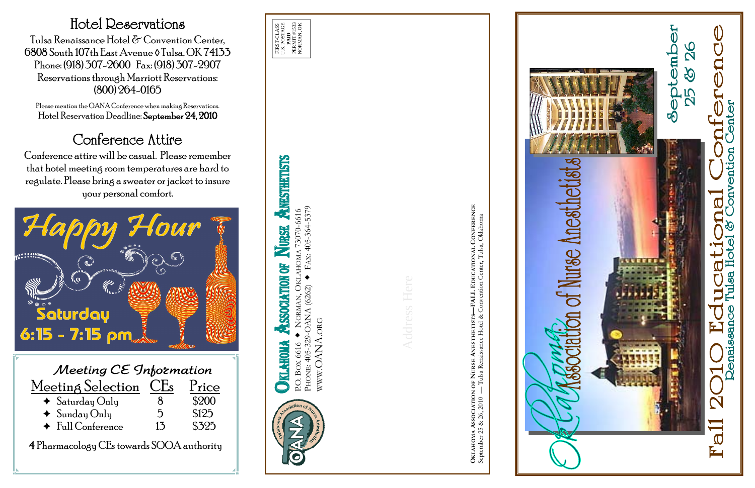## Hotel Reservations

Tulsa Renaissance Hotel & Convention Center,
6808 South 107th East Avenue ◊ Tulsa, OK 74133
Phone: (918) 307-2600 Fax: (918) 307-2907
Reservations through Marriott Reservations:
(800) 264-0165

Please mention the OANA Conference when making Reservations.
Hotel Reservation Deadline: **September 24, 2010**

## Conference Attire

Conference attire will be casual. Please remember that hotel meeting room temperatures are hard to regulate. Please bring a sweater or jacket to insure your personal comfort.

## Happy Hour

Saturday
6:15 - 7:15 pm

### *Meeting CE Information*

| Meeting Selection | CEs | Price |
|---|---|---|
| ✦ Saturday Only | 8 | $200 |
| ✦ Sunday Only | 5 | $125 |
| ✦ Full Conference | 13 | $325 |

**4** Pharmacology CEs towards SOOA authority

FIRST-CLASS
U.S. POSTAGE
PAID
PERMIT #1533
NORMAN, OK

**OKLAHOMA ASSOCIATION OF NURSE ANESTHETISTS**
P.O. BOX 6616 ✦ NORMAN, OKLAHOMA 73070-6616
PHONE: 405-329-OANA (6262) ✦ FAX: 405-364-5379
WWW.OANA.ORG

Address Here

**OKLAHOMA ASSOCIATION OF NURSE ANESTHETISTS—FALL EDUCATIONAL CONFERENCE**
September 25 & 26, 2010 — Tulsa Renaissance Hotel & Convention Center, Tulsa, Oklahoma

# Oklahoma Association of Nurse Anesthetists

# Fall 2010 Educational Conference

## September 25 & 26

Renaissance Tulsa Hotel & Convention Center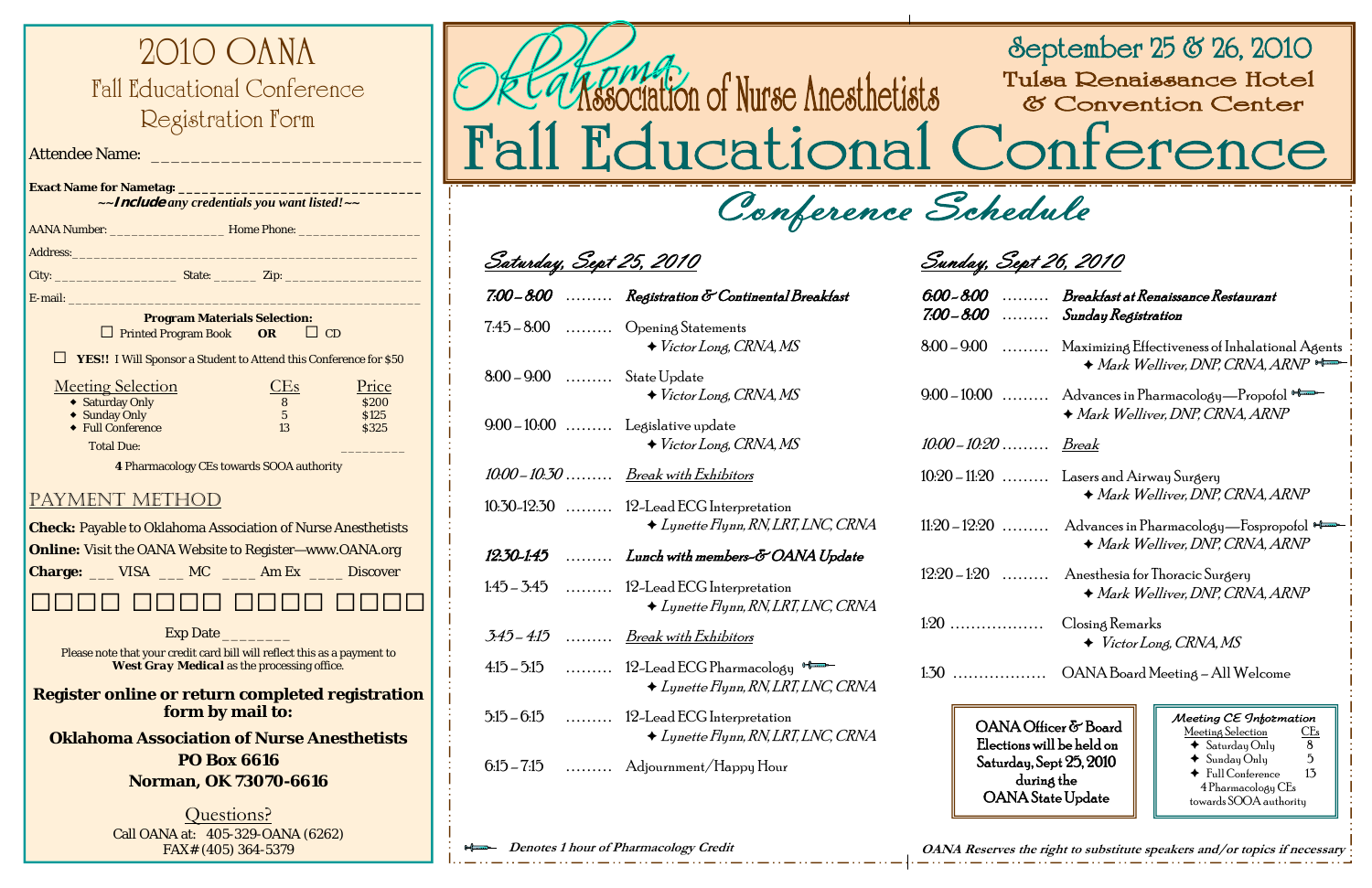# 2010 OANA

## Fall Educational Conference Registration Form

Attendee Name: ____________________________

**Exact Name for Nametag:** ____________________________

*~~**Include** any credentials you want listed!~~*

AANA Number: ________________ Home Phone: ________________

Address: ________________________________________________

City: __________________ State: ______ Zip: __________________

E-mail: ________________________________________________

**Program Materials Selection:**

☐ Printed Program Book **OR** ☐ CD

☐ **YES!!** I Will Sponsor a Student to Attend this Conference for $50

| Meeting Selection | CEs | Price |
|---|---|---|
| ◆ Saturday Only | 8 | $200 |
| ◆ Sunday Only | 5 | $125 |
| ◆ Full Conference | 13 | $325 |

Total Due: ________

**4** Pharmacology CEs towards SOOA authority

## PAYMENT METHOD

**Check:** Payable to Oklahoma Association of Nurse Anesthetists

**Online:** Visit the OANA Website to Register—www.OANA.org

**Charge:** ___ VISA ___ MC ____ Am Ex ____ Discover

☐☐☐☐ ☐☐☐☐ ☐☐☐☐ ☐☐☐☐

Exp Date ________

Please note that your credit card bill will reflect this as a payment to **West Gray Medical** as the processing office.

**Register online or return completed registration form by mail to:**

**Oklahoma Association of Nurse Anesthetists**
**PO Box 6616**
**Norman, OK 73070-6616**

Questions?

Call OANA at: 405-329-OANA (6262)
FAX# (405) 364-5379

# Oklahoma Association of Nurse Anesthetists Fall Educational Conference

**September 25 & 26, 2010**
**Tulsa Renaissance Hotel & Convention Center**

## Conference Schedule

### Saturday, Sept 25, 2010

- **7:00 – 8:00** ......... ***Registration & Continental Breakfast***
- **7:45 – 8:00** ......... Opening Statements
  ✦ *Victor Long, CRNA, MS*
- **8:00 – 9:00** ......... State Update
  ✦ *Victor Long, CRNA, MS*
- **9:00 – 10:00** ......... Legislative update
  ✦ *Victor Long, CRNA, MS*
- *10:00 – 10:30* ......... *Break with Exhibitors*
- **10:30-12:30** ......... 12-Lead ECG Interpretation
  ✦ *Lynette Flynn, RN, LRT, LNC, CRNA*
- ***12:30-1:45*** ......... ***Lunch with members—& OANA Update***
- **1:45 – 3:45** ......... 12-Lead ECG Interpretation
  ✦ *Lynette Flynn, RN, LRT, LNC, CRNA*
- *3:45 – 4:15* ......... *Break with Exhibitors*
- **4:15 – 5:15** ......... 12-Lead ECG Pharmacology (Pharmacology Credit)
  ✦ *Lynette Flynn, RN, LRT, LNC, CRNA*
- **5:15 – 6:15** ......... 12-Lead ECG Interpretation
  ✦ *Lynette Flynn, RN, LRT, LNC, CRNA*
- **6:15 – 7:15** ......... Adjournment/Happy Hour

### Sunday, Sept 26, 2010

- ***6:00 - 8:00*** ......... ***Breakfast at Renaissance Restaurant***
- ***7:00 – 8:00*** ......... ***Sunday Registration***
- **8:00 – 9:00** ......... Maximizing Effectiveness of Inhalational Agents
  ✦ *Mark Welliver, DNP, CRNA, ARNP* (Pharmacology Credit)
- **9:00 – 10:00** ......... Advances in Pharmacology—Propofol (Pharmacology Credit)
  ✦ *Mark Welliver, DNP, CRNA, ARNP*
- *10:00 – 10:20* ......... *Break*
- **10:20 – 11:20** ......... Lasers and Airway Surgery
  ✦ *Mark Welliver, DNP, CRNA, ARNP*
- **11:20 – 12:20** ......... Advances in Pharmacology—Fospropofol (Pharmacology Credit)
  ✦ *Mark Welliver, DNP, CRNA, ARNP*
- **12:20 – 1:20** ......... Anesthesia for Thoracic Surgery
  ✦ *Mark Welliver, DNP, CRNA, ARNP*
- **1:20** .................. Closing Remarks
  ✦ *Victor Long, CRNA, MS*
- **1:30** .................. OANA Board Meeting – All Welcome

**OANA Officer & Board Elections will be held on Saturday, Sept 25, 2010 during the OANA State Update**

**Meeting CE Information**

| Meeting Selection | CEs |
|---|---|
| ✦ Saturday Only | 8 |
| ✦ Sunday Only | 5 |
| ✦ Full Conference | 13 |

4 Pharmacology CEs towards SOOA authority

*(syringe symbol) Denotes 1 hour of Pharmacology Credit*

*OANA Reserves the right to substitute speakers and/or topics if necessary*